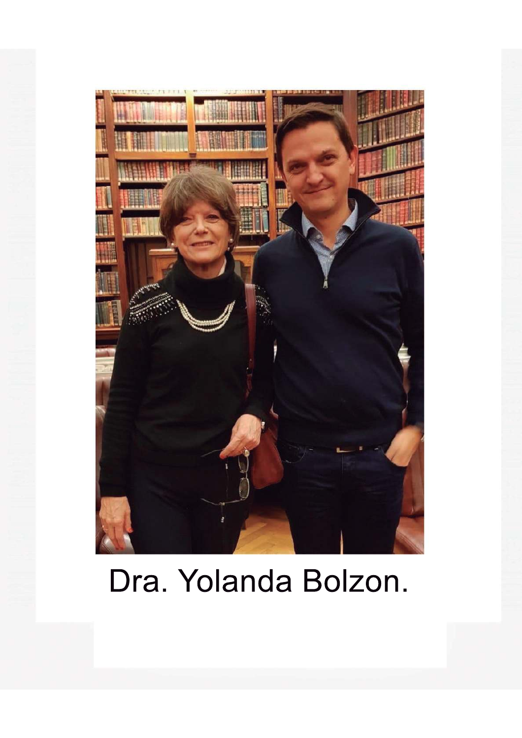Dra. Yolanda Bolzon.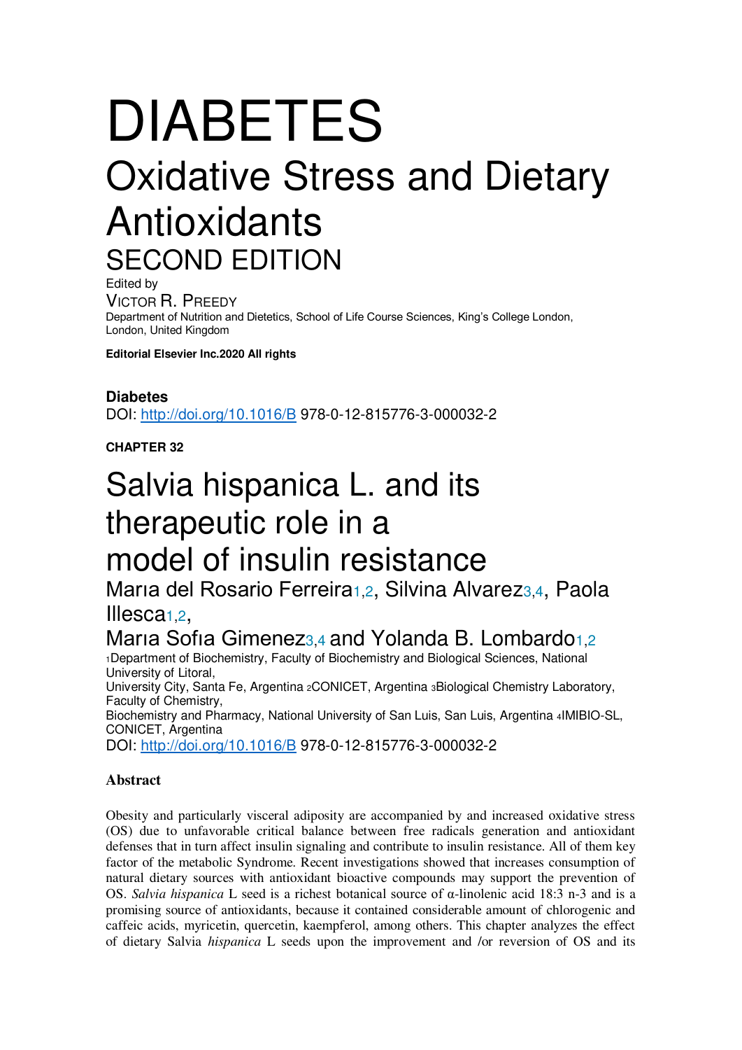# DIABETES

## Oxidative Stress and Dietary Antioxidants

### SECOND EDITION

Edited by

VICTOR R. PREEDY

Department of Nutrition and Dietetics, School of Life Course Sciences, King's College London, London, United Kingdom

**Editorial Elsevier Inc.2020 All rights**

**Diabetes**

DOI: http://doi.org/10.1016/B 978-0-12-815776-3-000032-2

**CHAPTER 32**

# Salvia hispanica L. and its therapeutic role in a model of insulin resistance

María del Rosario Ferreira[1,2], Silvina Alvarez[3,4], Paola Illesca[1,2], María Sofía Gimenez[3,4] and Yolanda B. Lombardo[1,2]

[1]Department of Biochemistry, Faculty of Biochemistry and Biological Sciences, National University of Litoral, University City, Santa Fe, Argentina [2]CONICET, Argentina [3]Biological Chemistry Laboratory, Faculty of Chemistry, Biochemistry and Pharmacy, National University of San Luis, San Luis, Argentina [4]IMIBIO-SL, CONICET, Argentina

DOI: http://doi.org/10.1016/B 978-0-12-815776-3-000032-2

### Abstract

Obesity and particularly visceral adiposity are accompanied by and increased oxidative stress (OS) due to unfavorable critical balance between free radicals generation and antioxidant defenses that in turn affect insulin signaling and contribute to insulin resistance. All of them key factor of the metabolic Syndrome. Recent investigations showed that increases consumption of natural dietary sources with antioxidant bioactive compounds may support the prevention of OS. *Salvia hispanica* L seed is a richest botanical source of α-linolenic acid 18:3 n-3 and is a promising source of antioxidants, because it contained considerable amount of chlorogenic and caffeic acids, myricetin, quercetin, kaempferol, among others. This chapter analyzes the effect of dietary Salvia *hispanica* L seeds upon the improvement and /or reversion of OS and its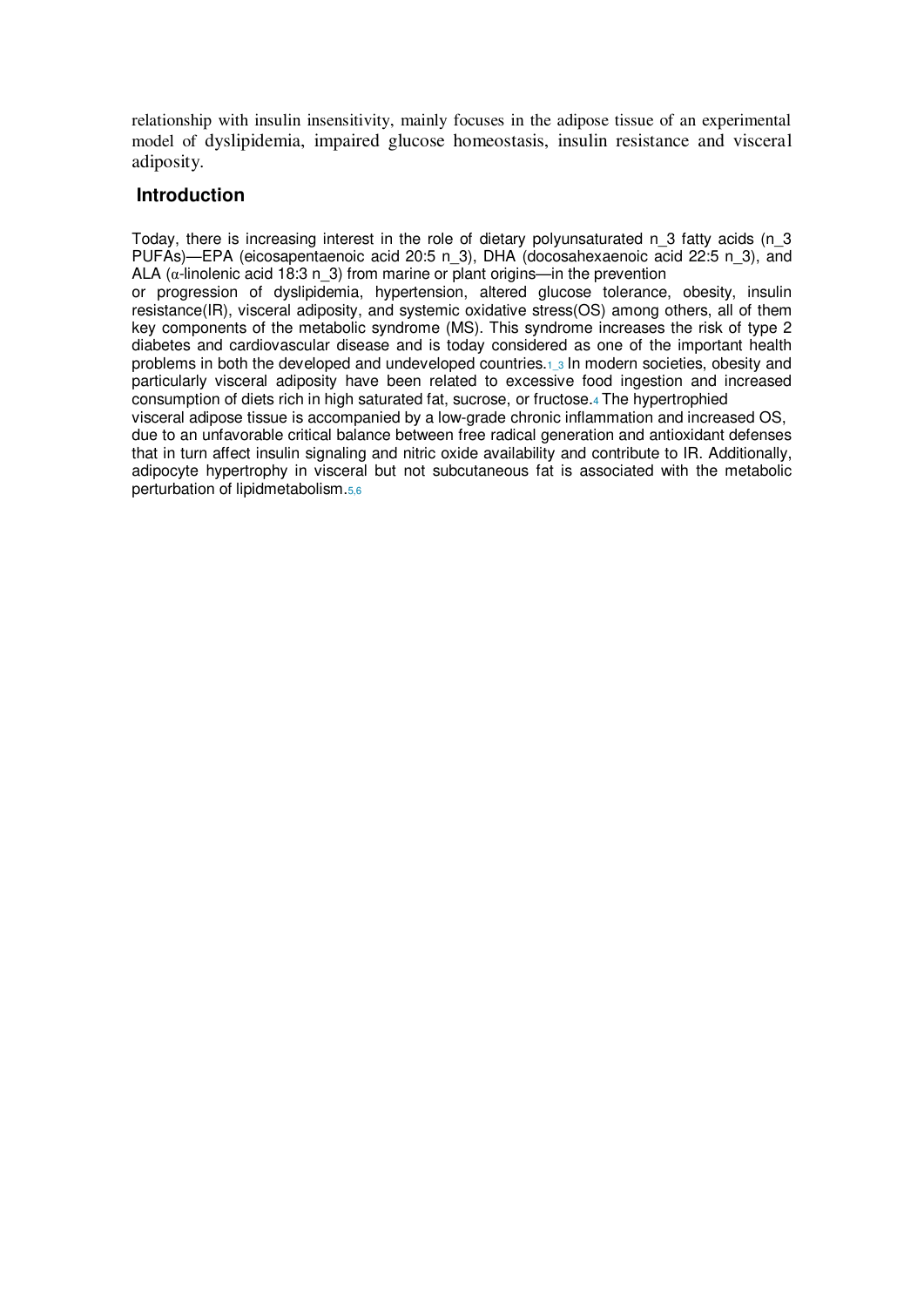relationship with insulin insensitivity, mainly focuses in the adipose tissue of an experimental model of dyslipidemia, impaired glucose homeostasis, insulin resistance and visceral adiposity.

## Introduction

Today, there is increasing interest in the role of dietary polyunsaturated n_3 fatty acids (n_3 PUFAs)—EPA (eicosapentaenoic acid 20:5 n_3), DHA (docosahexaenoic acid 22:5 n_3), and ALA (α-linolenic acid 18:3 n_3) from marine or plant origins—in the prevention or progression of dyslipidemia, hypertension, altered glucose tolerance, obesity, insulin resistance(IR), visceral adiposity, and systemic oxidative stress(OS) among others, all of them key components of the metabolic syndrome (MS). This syndrome increases the risk of type 2 diabetes and cardiovascular disease and is today considered as one of the important health problems in both the developed and undeveloped countries.[1_3] In modern societies, obesity and particularly visceral adiposity have been related to excessive food ingestion and increased consumption of diets rich in high saturated fat, sucrose, or fructose.[4] The hypertrophied visceral adipose tissue is accompanied by a low-grade chronic inflammation and increased OS, due to an unfavorable critical balance between free radical generation and antioxidant defenses that in turn affect insulin signaling and nitric oxide availability and contribute to IR. Additionally, adipocyte hypertrophy in visceral but not subcutaneous fat is associated with the metabolic perturbation of lipidmetabolism.[5,6]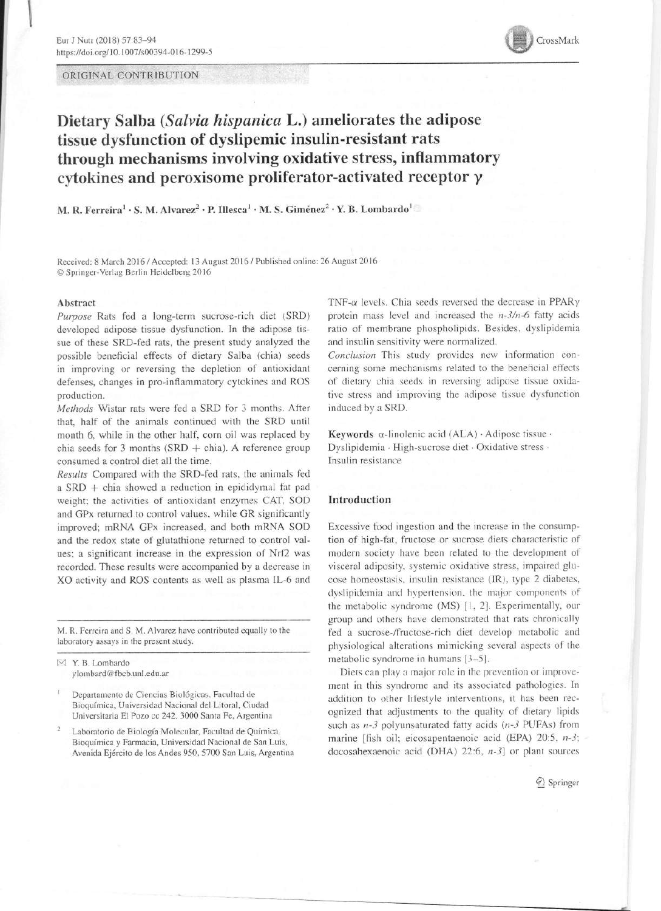ORIGINAL CONTRIBUTION

# Dietary Salba (*Salvia hispanica* L.) ameliorates the adipose tissue dysfunction of dyslipemic insulin-resistant rats through mechanisms involving oxidative stress, inflammatory cytokines and peroxisome proliferator-activated receptor γ

M. R. Ferreira[1] · S. M. Alvarez[2] · P. Illesca[1] · M. S. Giménez[2] · Y. B. Lombardo[1]

Received: 8 March 2016 / Accepted: 13 August 2016 / Published online: 26 August 2016
© Springer-Verlag Berlin Heidelberg 2016

## Abstract

*Purpose* Rats fed a long-term sucrose-rich diet (SRD) developed adipose tissue dysfunction. In the adipose tissue of these SRD-fed rats, the present study analyzed the possible beneficial effects of dietary Salba (chia) seeds in improving or reversing the depletion of antioxidant defenses, changes in pro-inflammatory cytokines and ROS production.

*Methods* Wistar rats were fed a SRD for 3 months. After that, half of the animals continued with the SRD until month 6, while in the other half, corn oil was replaced by chia seeds for 3 months (SRD + chia). A reference group consumed a control diet all the time.

*Results* Compared with the SRD-fed rats, the animals fed a SRD + chia showed a reduction in epididymal fat pad weight; the activities of antioxidant enzymes CAT, SOD and GPx returned to control values, while GR significantly improved; mRNA GPx increased, and both mRNA SOD and the redox state of glutathione returned to control values; a significant increase in the expression of Nrf2 was recorded. These results were accompanied by a decrease in XO activity and ROS contents as well as plasma IL-6 and TNF-α levels. Chia seeds reversed the decrease in PPARγ protein mass level and increased the *n-3/n-6* fatty acids ratio of membrane phospholipids. Besides, dyslipidemia and insulin sensitivity were normalized.

*Conclusion* This study provides new information concerning some mechanisms related to the beneficial effects of dietary chia seeds in reversing adipose tissue oxidative stress and improving the adipose tissue dysfunction induced by a SRD.

**Keywords** α-linolenic acid (ALA) · Adipose tissue · Dyslipidemia · High-sucrose diet · Oxidative stress · Insulin resistance

M. R. Ferreira and S. M. Alvarez have contributed equally to the laboratory assays in the present study.

✉ Y. B. Lombardo
ylombard@fbcb.unl.edu.ar

[1] Departamento de Ciencias Biológicas, Facultad de Bioquímica, Universidad Nacional del Litoral, Ciudad Universitaria El Pozo cc 242, 3000 Santa Fe, Argentina

[2] Laboratorio de Biología Molecular, Facultad de Química, Bioquímica y Farmacia, Universidad Nacional de San Luis, Avenida Ejército de los Andes 950, 5700 San Luis, Argentina

## Introduction

Excessive food ingestion and the increase in the consumption of high-fat, fructose or sucrose diets characteristic of modern society have been related to the development of visceral adiposity, systemic oxidative stress, impaired glucose homeostasis, insulin resistance (IR), type 2 diabetes, dyslipidemia and hypertension, the major components of the metabolic syndrome (MS) [1, 2]. Experimentally, our group and others have demonstrated that rats chronically fed a sucrose-/fructose-rich diet develop metabolic and physiological alterations mimicking several aspects of the metabolic syndrome in humans [3–5].

Diets can play a major role in the prevention or improvement in this syndrome and its associated pathologies. In addition to other lifestyle interventions, it has been recognized that adjustments to the quality of dietary lipids such as *n-3* polyunsaturated fatty acids (*n-3* PUFAs) from marine [fish oil; eicosapentaenoic acid (EPA) 20:5, *n-3*; docosahexaenoic acid (DHA) 22:6, *n-3*] or plant sources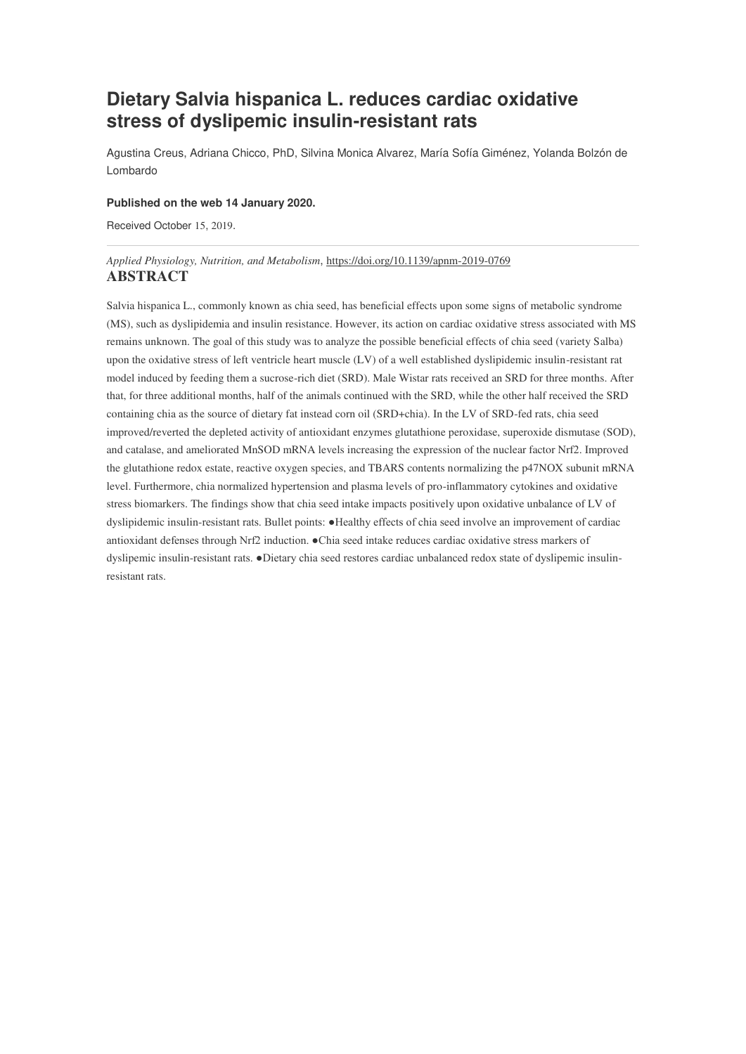# Dietary Salvia hispanica L. reduces cardiac oxidative stress of dyslipemic insulin-resistant rats

Agustina Creus, Adriana Chicco, PhD, Silvina Monica Alvarez, María Sofía Giménez, Yolanda Bolzón de Lombardo

**Published on the web 14 January 2020.**

Received October 15, 2019.

*Applied Physiology, Nutrition, and Metabolism*, https://doi.org/10.1139/apnm-2019-0769

## ABSTRACT

Salvia hispanica L., commonly known as chia seed, has beneficial effects upon some signs of metabolic syndrome (MS), such as dyslipidemia and insulin resistance. However, its action on cardiac oxidative stress associated with MS remains unknown. The goal of this study was to analyze the possible beneficial effects of chia seed (variety Salba) upon the oxidative stress of left ventricle heart muscle (LV) of a well established dyslipidemic insulin-resistant rat model induced by feeding them a sucrose-rich diet (SRD). Male Wistar rats received an SRD for three months. After that, for three additional months, half of the animals continued with the SRD, while the other half received the SRD containing chia as the source of dietary fat instead corn oil (SRD+chia). In the LV of SRD-fed rats, chia seed improved/reverted the depleted activity of antioxidant enzymes glutathione peroxidase, superoxide dismutase (SOD), and catalase, and ameliorated MnSOD mRNA levels increasing the expression of the nuclear factor Nrf2. Improved the glutathione redox estate, reactive oxygen species, and TBARS contents normalizing the p47NOX subunit mRNA level. Furthermore, chia normalized hypertension and plasma levels of pro-inflammatory cytokines and oxidative stress biomarkers. The findings show that chia seed intake impacts positively upon oxidative unbalance of LV of dyslipidemic insulin-resistant rats. Bullet points: ●Healthy effects of chia seed involve an improvement of cardiac antioxidant defenses through Nrf2 induction. ●Chia seed intake reduces cardiac oxidative stress markers of dyslipemic insulin-resistant rats. ●Dietary chia seed restores cardiac unbalanced redox state of dyslipemic insulin-resistant rats.